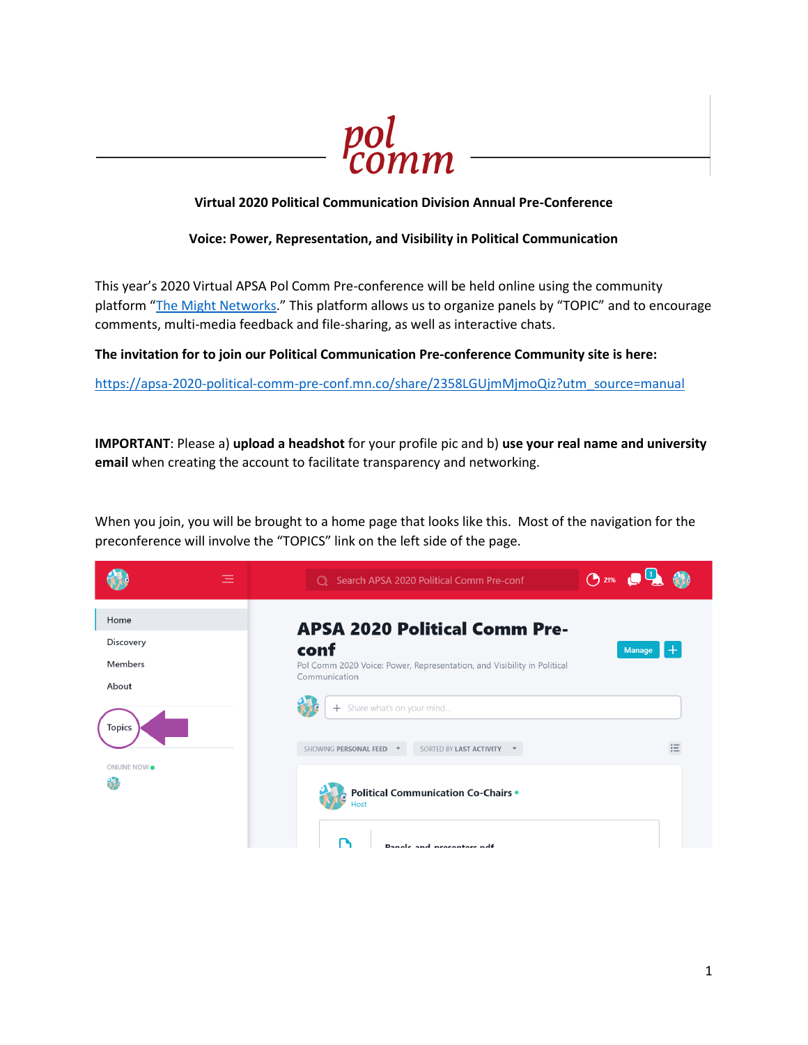pol comm

**Virtual 2020 Political Communication Division Annual Pre-Conference**

**Voice: Power, Representation, and Visibility in Political Communication**

This year's 2020 Virtual APSA Pol Comm Pre-conference will be held online using the community platform "[The Might Networks](The Might Networks)." This platform allows us to organize panels by "TOPIC" and to encourage comments, multi-media feedback and file-sharing, as well as interactive chats.

**The invitation for to join our Political Communication Pre-conference Community site is here:**

https://apsa-2020-political-comm-pre-conf.mn.co/share/2358LGUjmMjmoQiz?utm_source=manual

**IMPORTANT**: Please a) **upload a headshot** for your profile pic and b) **use your real name and university email** when creating the account to facilitate transparency and networking.

When you join, you will be brought to a home page that looks like this. Most of the navigation for the preconference will involve the "TOPICS" link on the left side of the page.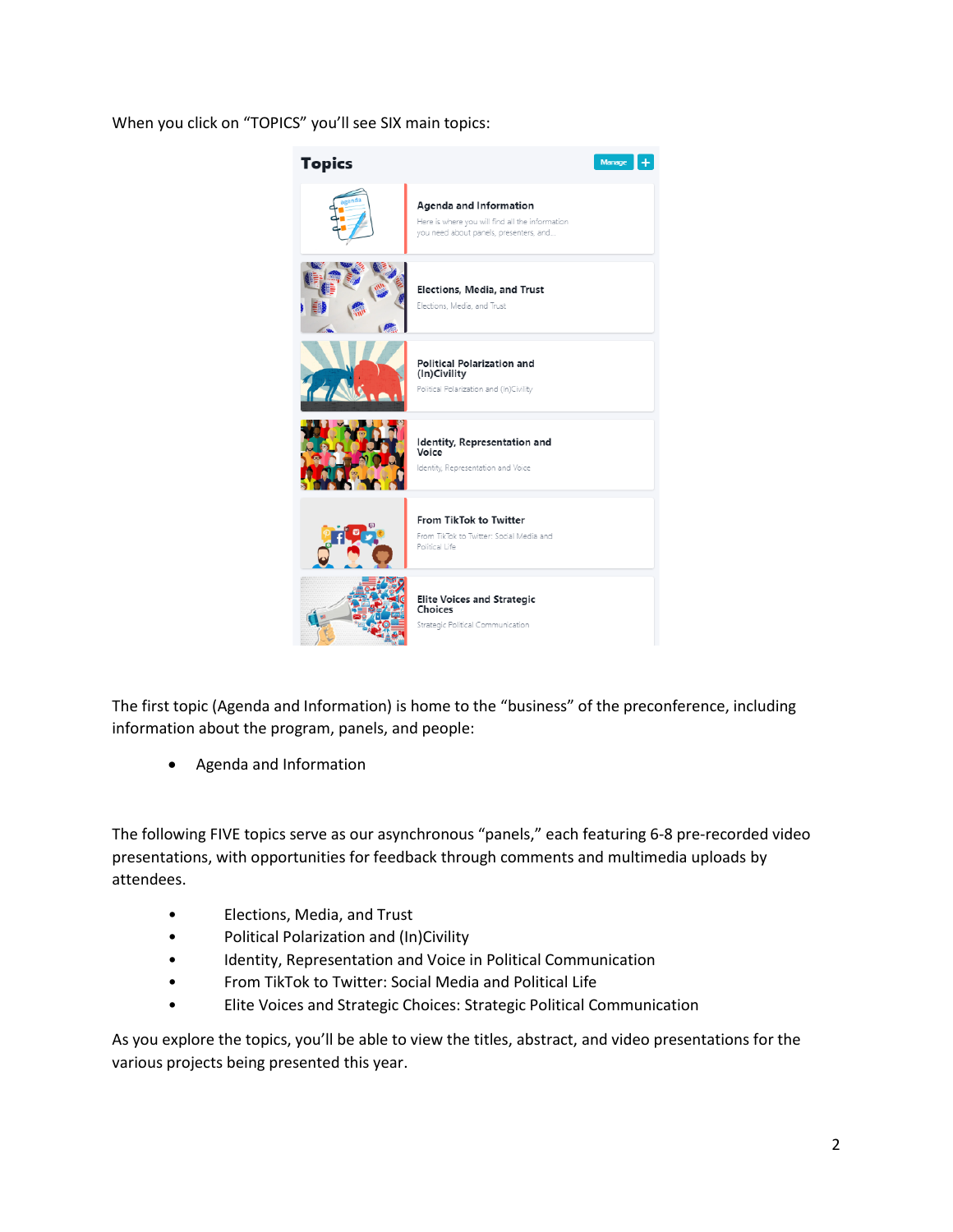When you click on "TOPICS" you'll see SIX main topics:

The first topic (Agenda and Information) is home to the "business" of the preconference, including information about the program, panels, and people:

- Agenda and Information

The following FIVE topics serve as our asynchronous "panels," each featuring 6-8 pre-recorded video presentations, with opportunities for feedback through comments and multimedia uploads by attendees.

- Elections, Media, and Trust
- Political Polarization and (In)Civility
- Identity, Representation and Voice in Political Communication
- From TikTok to Twitter: Social Media and Political Life
- Elite Voices and Strategic Choices: Strategic Political Communication

As you explore the topics, you'll be able to view the titles, abstract, and video presentations for the various projects being presented this year.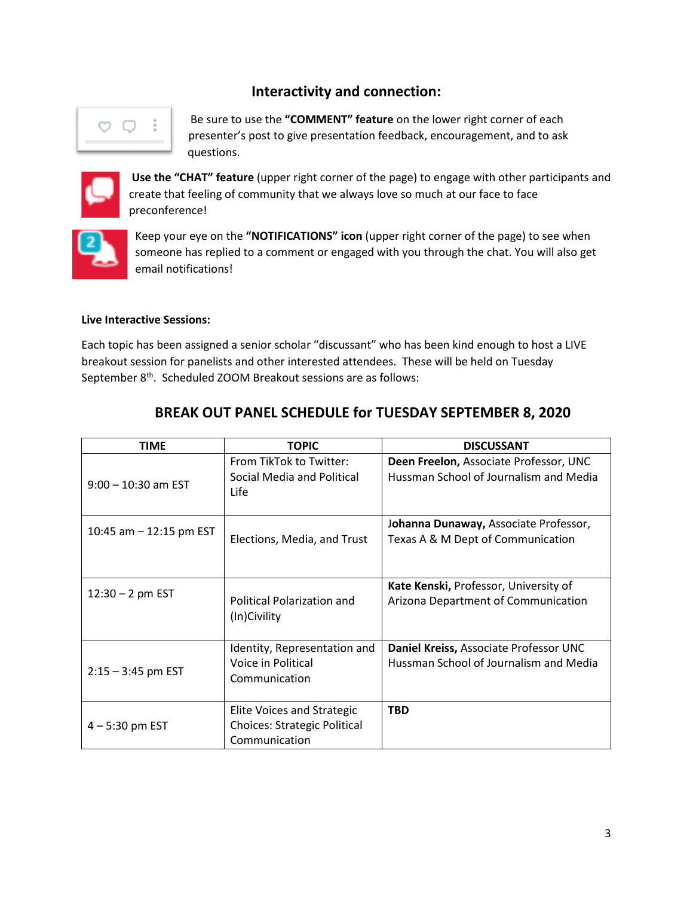## Interactivity and connection:

Be sure to use the **"COMMENT" feature** on the lower right corner of each presenter's post to give presentation feedback, encouragement, and to ask questions.

**Use the "CHAT" feature** (upper right corner of the page) to engage with other participants and create that feeling of community that we always love so much at our face to face preconference!

Keep your eye on the **"NOTIFICATIONS" icon** (upper right corner of the page) to see when someone has replied to a comment or engaged with you through the chat. You will also get email notifications!

**Live Interactive Sessions:**

Each topic has been assigned a senior scholar "discussant" who has been kind enough to host a LIVE breakout session for panelists and other interested attendees. These will be held on Tuesday September 8th. Scheduled ZOOM Breakout sessions are as follows:

## BREAK OUT PANEL SCHEDULE for TUESDAY SEPTEMBER 8, 2020

| TIME | TOPIC | DISCUSSANT |
|---|---|---|
| 9:00 – 10:30 am EST | From TikTok to Twitter: Social Media and Political Life | **Deen Freelon,** Associate Professor, UNC Hussman School of Journalism and Media |
| 10:45 am – 12:15 pm EST | Elections, Media, and Trust | **Johanna Dunaway,** Associate Professor, Texas A & M Dept of Communication |
| 12:30 – 2 pm EST | Political Polarization and (In)Civility | **Kate Kenski,** Professor, University of Arizona Department of Communication |
| 2:15 – 3:45 pm EST | Identity, Representation and Voice in Political Communication | **Daniel Kreiss,** Associate Professor UNC Hussman School of Journalism and Media |
| 4 – 5:30 pm EST | Elite Voices and Strategic Choices: Strategic Political Communication | **TBD** |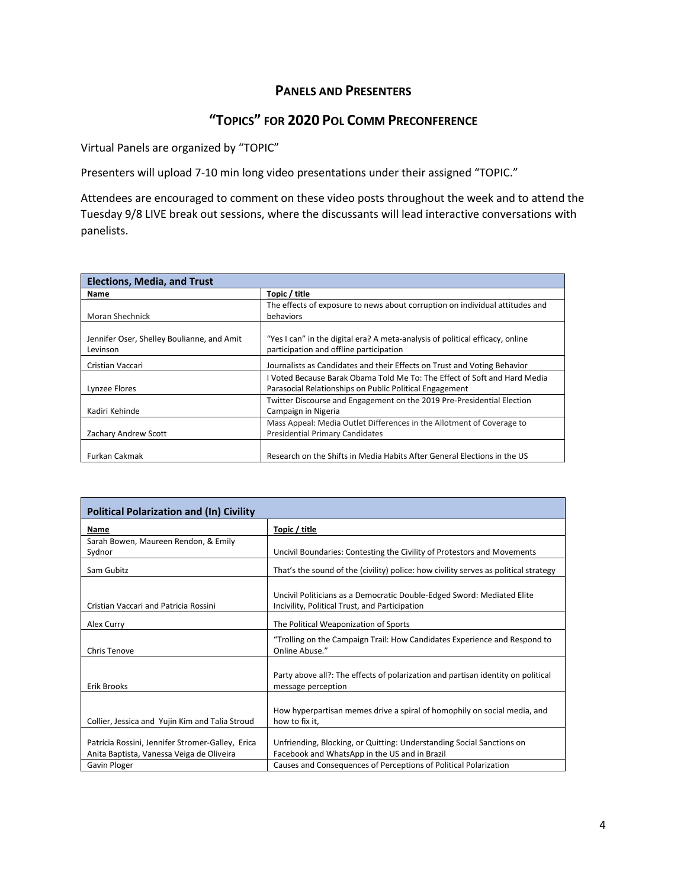## Panels and Presenters

## "Topics" for 2020 Pol Comm Preconference

Virtual Panels are organized by "TOPIC"

Presenters will upload 7-10 min long video presentations under their assigned "TOPIC."

Attendees are encouraged to comment on these video posts throughout the week and to attend the Tuesday 9/8 LIVE break out sessions, where the discussants will lead interactive conversations with panelists.

| **Elections, Media, and Trust** | |
|---|---|
| **Name** | **Topic / title** |
| Moran Shechnick | The effects of exposure to news about corruption on individual attitudes and behaviors |
| Jennifer Oser, Shelley Boulianne, and Amit Levinson | "Yes I can" in the digital era? A meta-analysis of political efficacy, online participation and offline participation |
| Cristian Vaccari | Journalists as Candidates and their Effects on Trust and Voting Behavior |
| Lynzee Flores | I Voted Because Barak Obama Told Me To: The Effect of Soft and Hard Media Parasocial Relationships on Public Political Engagement |
| Kadiri Kehinde | Twitter Discourse and Engagement on the 2019 Pre-Presidential Election Campaign in Nigeria |
| Zachary Andrew Scott | Mass Appeal: Media Outlet Differences in the Allotment of Coverage to Presidential Primary Candidates |
| Furkan Cakmak | Research on the Shifts in Media Habits After General Elections in the US |

| **Political Polarization and (In) Civility** | |
|---|---|
| **Name** | **Topic / title** |
| Sarah Bowen, Maureen Rendon, & Emily Sydnor | Uncivil Boundaries: Contesting the Civility of Protestors and Movements |
| Sam Gubitz | That's the sound of the (civility) police: how civility serves as political strategy |
| Cristian Vaccari and Patricia Rossini | Uncivil Politicians as a Democratic Double-Edged Sword: Mediated Elite Incivility, Political Trust, and Participation |
| Alex Curry | The Political Weaponization of Sports |
| Chris Tenove | "Trolling on the Campaign Trail: How Candidates Experience and Respond to Online Abuse." |
| Erik Brooks | Party above all?: The effects of polarization and partisan identity on political message perception |
| Collier, Jessica and Yujin Kim and Talia Stroud | How hyperpartisan memes drive a spiral of homophily on social media, and how to fix it, |
| Patrícia Rossini, Jennifer Stromer-Galley, Erica Anita Baptista, Vanessa Veiga de Oliveira | Unfriending, Blocking, or Quitting: Understanding Social Sanctions on Facebook and WhatsApp in the US and in Brazil |
| Gavin Ploger | Causes and Consequences of Perceptions of Political Polarization |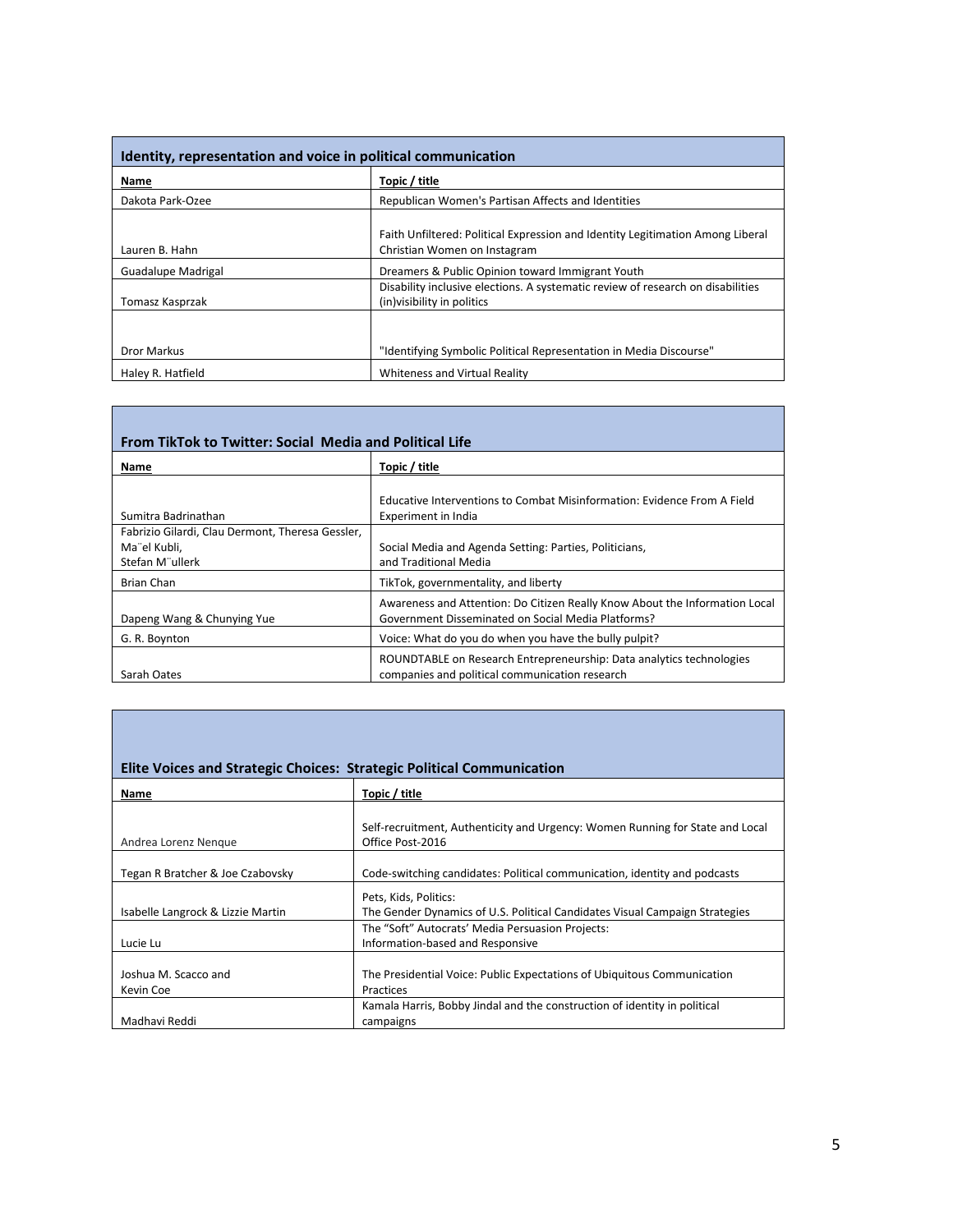| Identity, representation and voice in political communication | |
|---|---|
| **Name** | **Topic / title** |
| Dakota Park-Ozee | Republican Women's Partisan Affects and Identities |
| Lauren B. Hahn | Faith Unfiltered: Political Expression and Identity Legitimation Among Liberal Christian Women on Instagram |
| Guadalupe Madrigal | Dreamers & Public Opinion toward Immigrant Youth |
| Tomasz Kasprzak | Disability inclusive elections. A systematic review of research on disabilities (in)visibility in politics |
| Dror Markus | "Identifying Symbolic Political Representation in Media Discourse" |
| Haley R. Hatfield | Whiteness and Virtual Reality |

| From TikTok to Twitter: Social Media and Political Life | |
|---|---|
| **Name** | **Topic / title** |
| Sumitra Badrinathan | Educative Interventions to Combat Misinformation: Evidence From A Field Experiment in India |
| Fabrizio Gilardi, Clau Dermont, Theresa Gessler, Ma¨el Kubli, Stefan M¨ullerk | Social Media and Agenda Setting: Parties, Politicians, and Traditional Media |
| Brian Chan | TikTok, governmentality, and liberty |
| Dapeng Wang & Chunying Yue | Awareness and Attention: Do Citizen Really Know About the Information Local Government Disseminated on Social Media Platforms? |
| G. R. Boynton | Voice: What do you do when you have the bully pulpit? |
| Sarah Oates | ROUNDTABLE on Research Entrepreneurship: Data analytics technologies companies and political communication research |

| Elite Voices and Strategic Choices: Strategic Political Communication | |
|---|---|
| **Name** | **Topic / title** |
| Andrea Lorenz Nenque | Self-recruitment, Authenticity and Urgency: Women Running for State and Local Office Post-2016 |
| Tegan R Bratcher & Joe Czabovsky | Code-switching candidates: Political communication, identity and podcasts |
| Isabelle Langrock & Lizzie Martin | Pets, Kids, Politics: The Gender Dynamics of U.S. Political Candidates Visual Campaign Strategies |
| Lucie Lu | The "Soft" Autocrats' Media Persuasion Projects: Information-based and Responsive |
| Joshua M. Scacco and Kevin Coe | The Presidential Voice: Public Expectations of Ubiquitous Communication Practices |
| Madhavi Reddi | Kamala Harris, Bobby Jindal and the construction of identity in political campaigns |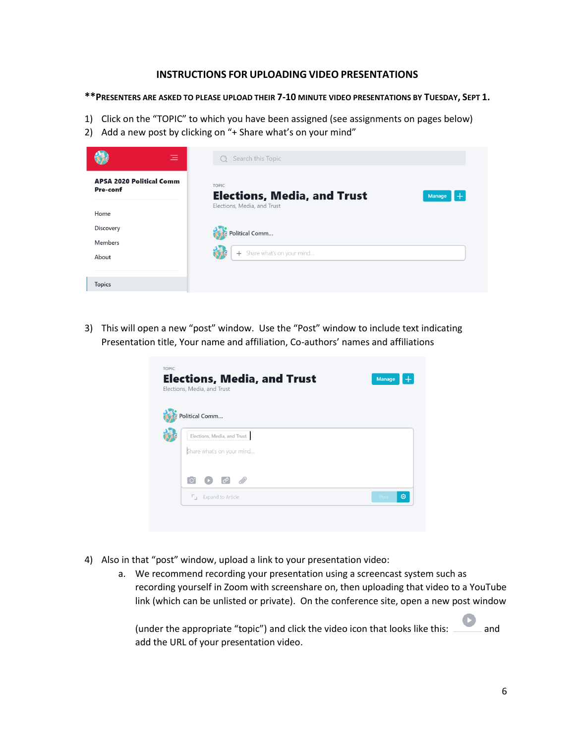# INSTRUCTIONS FOR UPLOADING VIDEO PRESENTATIONS

****PRESENTERS ARE ASKED TO PLEASE UPLOAD THEIR 7-10 MINUTE VIDEO PRESENTATIONS BY TUESDAY, SEPT 1.**

1) Click on the "TOPIC" to which you have been assigned (see assignments on pages below)
2) Add a new post by clicking on "+ Share what's on your mind"

3) This will open a new "post" window. Use the "Post" window to include text indicating Presentation title, Your name and affiliation, Co-authors' names and affiliations

4) Also in that "post" window, upload a link to your presentation video:
   a. We recommend recording your presentation using a screencast system such as recording yourself in Zoom with screenshare on, then uploading that video to a YouTube link (which can be unlisted or private). On the conference site, open a new post window (under the appropriate "topic") and click the video icon that looks like this: and add the URL of your presentation video.